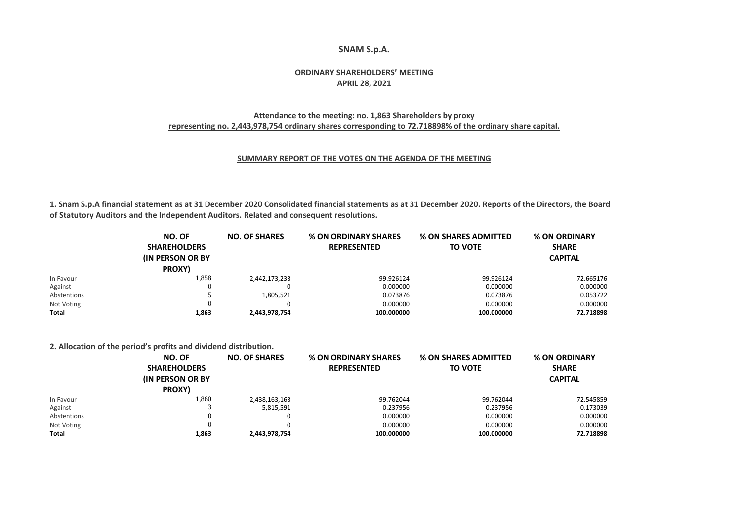# SNAM S.p.A.

## ORDINARY SHAREHOLDERS' MEETING
## APRIL 28, 2021

**Attendance to the meeting: no. 1,863 Shareholders by proxy representing no. 2,443,978,754 ordinary shares corresponding to 72.718898% of the ordinary share capital.**

**SUMMARY REPORT OF THE VOTES ON THE AGENDA OF THE MEETING**

**1. Snam S.p.A financial statement as at 31 December 2020 Consolidated financial statements as at 31 December 2020. Reports of the Directors, the Board of Statutory Auditors and the Independent Auditors. Related and consequent resolutions.**

| | NO. OF SHAREHOLDERS (IN PERSON OR BY PROXY) | NO. OF SHARES | % ON ORDINARY SHARES REPRESENTED | % ON SHARES ADMITTED TO VOTE | % ON ORDINARY SHARE CAPITAL |
|---|---|---|---|---|---|
| In Favour | 1,858 | 2,442,173,233 | 99.926124 | 99.926124 | 72.665176 |
| Against | 0 | 0 | 0.000000 | 0.000000 | 0.000000 |
| Abstentions | 5 | 1,805,521 | 0.073876 | 0.073876 | 0.053722 |
| Not Voting | 0 | 0 | 0.000000 | 0.000000 | 0.000000 |
| **Total** | **1,863** | **2,443,978,754** | **100.000000** | **100.000000** | **72.718898** |

**2. Allocation of the period's profits and dividend distribution.**

| | NO. OF SHAREHOLDERS (IN PERSON OR BY PROXY) | NO. OF SHARES | % ON ORDINARY SHARES REPRESENTED | % ON SHARES ADMITTED TO VOTE | % ON ORDINARY SHARE CAPITAL |
|---|---|---|---|---|---|
| In Favour | 1,860 | 2,438,163,163 | 99.762044 | 99.762044 | 72.545859 |
| Against | 3 | 5,815,591 | 0.237956 | 0.237956 | 0.173039 |
| Abstentions | 0 | 0 | 0.000000 | 0.000000 | 0.000000 |
| Not Voting | 0 | 0 | 0.000000 | 0.000000 | 0.000000 |
| **Total** | **1,863** | **2,443,978,754** | **100.000000** | **100.000000** | **72.718898** |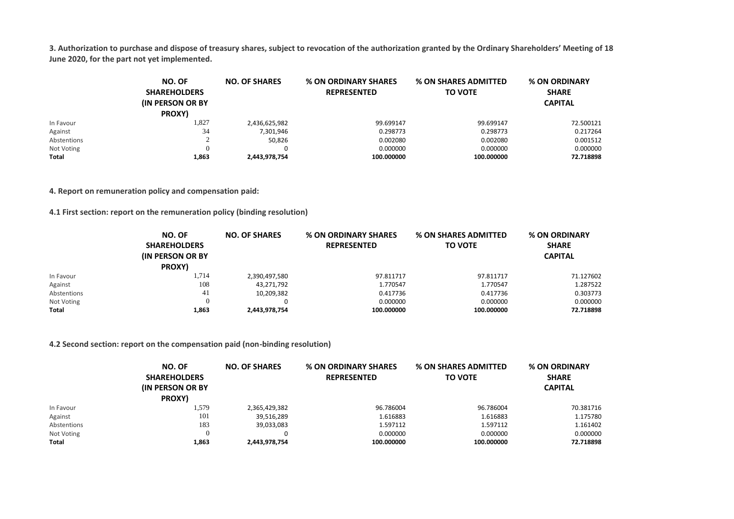**3. Authorization to purchase and dispose of treasury shares, subject to revocation of the authorization granted by the Ordinary Shareholders' Meeting of 18 June 2020, for the part not yet implemented.**

| | NO. OF SHAREHOLDERS (IN PERSON OR BY PROXY) | NO. OF SHARES | % ON ORDINARY SHARES REPRESENTED | % ON SHARES ADMITTED TO VOTE | % ON ORDINARY SHARE CAPITAL |
|---|---|---|---|---|---|
| In Favour | 1,827 | 2,436,625,982 | 99.699147 | 99.699147 | 72.500121 |
| Against | 34 | 7,301,946 | 0.298773 | 0.298773 | 0.217264 |
| Abstentions | 2 | 50,826 | 0.002080 | 0.002080 | 0.001512 |
| Not Voting | 0 | 0 | 0.000000 | 0.000000 | 0.000000 |
| **Total** | **1,863** | **2,443,978,754** | **100.000000** | **100.000000** | **72.718898** |

**4. Report on remuneration policy and compensation paid:**

**4.1 First section: report on the remuneration policy (binding resolution)**

| | NO. OF SHAREHOLDERS (IN PERSON OR BY PROXY) | NO. OF SHARES | % ON ORDINARY SHARES REPRESENTED | % ON SHARES ADMITTED TO VOTE | % ON ORDINARY SHARE CAPITAL |
|---|---|---|---|---|---|
| In Favour | 1,714 | 2,390,497,580 | 97.811717 | 97.811717 | 71.127602 |
| Against | 108 | 43,271,792 | 1.770547 | 1.770547 | 1.287522 |
| Abstentions | 41 | 10,209,382 | 0.417736 | 0.417736 | 0.303773 |
| Not Voting | 0 | 0 | 0.000000 | 0.000000 | 0.000000 |
| **Total** | **1,863** | **2,443,978,754** | **100.000000** | **100.000000** | **72.718898** |

**4.2 Second section: report on the compensation paid (non-binding resolution)**

| | NO. OF SHAREHOLDERS (IN PERSON OR BY PROXY) | NO. OF SHARES | % ON ORDINARY SHARES REPRESENTED | % ON SHARES ADMITTED TO VOTE | % ON ORDINARY SHARE CAPITAL |
|---|---|---|---|---|---|
| In Favour | 1,579 | 2,365,429,382 | 96.786004 | 96.786004 | 70.381716 |
| Against | 101 | 39,516,289 | 1.616883 | 1.616883 | 1.175780 |
| Abstentions | 183 | 39,033,083 | 1.597112 | 1.597112 | 1.161402 |
| Not Voting | 0 | 0 | 0.000000 | 0.000000 | 0.000000 |
| **Total** | **1,863** | **2,443,978,754** | **100.000000** | **100.000000** | **72.718898** |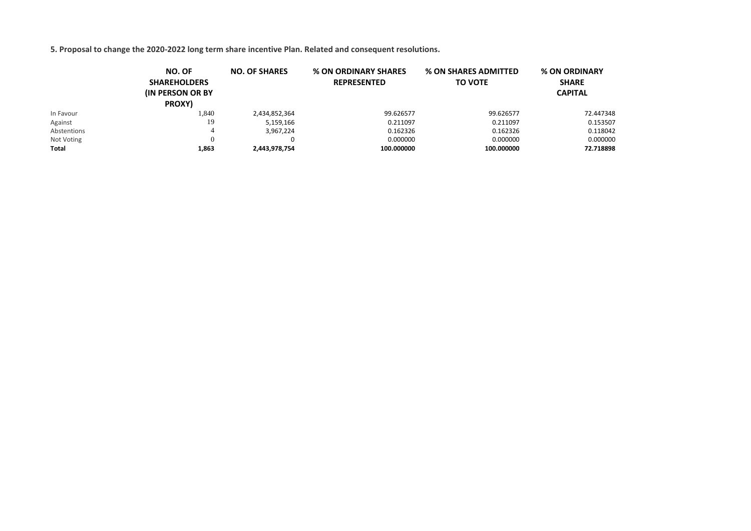**5. Proposal to change the 2020-2022 long term share incentive Plan. Related and consequent resolutions.**

| | NO. OF SHAREHOLDERS (IN PERSON OR BY PROXY) | NO. OF SHARES | % ON ORDINARY SHARES REPRESENTED | % ON SHARES ADMITTED TO VOTE | % ON ORDINARY SHARE CAPITAL |
|---|---|---|---|---|---|
| In Favour | 1,840 | 2,434,852,364 | 99.626577 | 99.626577 | 72.447348 |
| Against | 19 | 5,159,166 | 0.211097 | 0.211097 | 0.153507 |
| Abstentions | 4 | 3,967,224 | 0.162326 | 0.162326 | 0.118042 |
| Not Voting | 0 | 0 | 0.000000 | 0.000000 | 0.000000 |
| **Total** | **1,863** | **2,443,978,754** | **100.000000** | **100.000000** | **72.718898** |